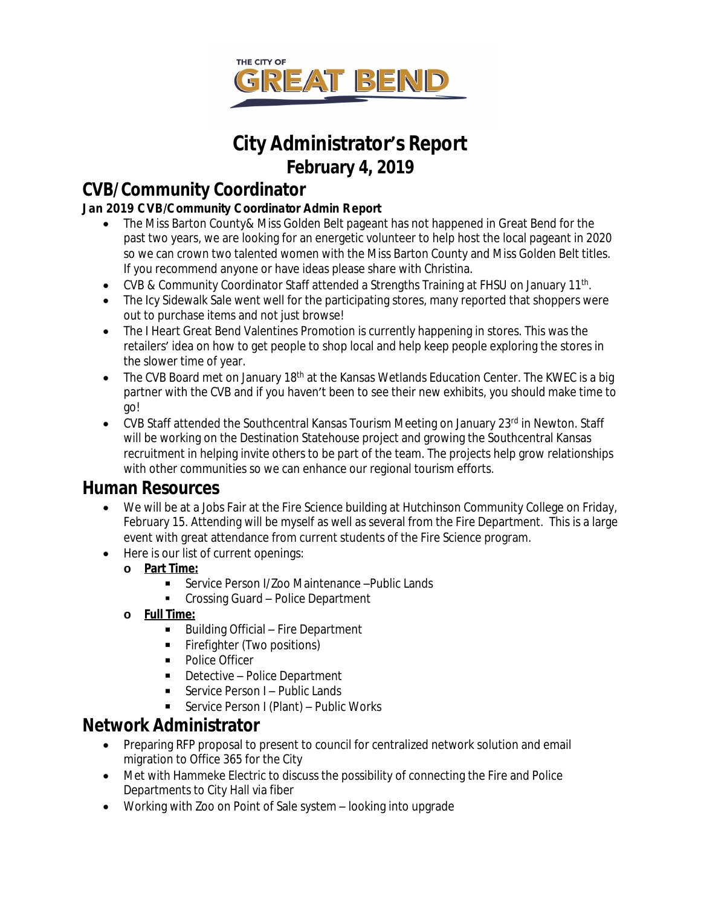THE CITY OF GREAT BEND

# City Administrator's Report
## February 4, 2019

## CVB/Community Coordinator

**Jan 2019 CVB/Community Coordinator Admin Report**

- The Miss Barton County& Miss Golden Belt pageant has not happened in Great Bend for the past two years, we are looking for an energetic volunteer to help host the local pageant in 2020 so we can crown two talented women with the Miss Barton County and Miss Golden Belt titles. If you recommend anyone or have ideas please share with Christina.
- CVB & Community Coordinator Staff attended a Strengths Training at FHSU on January 11th.
- The Icy Sidewalk Sale went well for the participating stores, many reported that shoppers were out to purchase items and not just browse!
- The I Heart Great Bend Valentines Promotion is currently happening in stores. This was the retailers' idea on how to get people to shop local and help keep people exploring the stores in the slower time of year.
- The CVB Board met on January 18th at the Kansas Wetlands Education Center. The KWEC is a big partner with the CVB and if you haven't been to see their new exhibits, you should make time to go!
- CVB Staff attended the Southcentral Kansas Tourism Meeting on January 23rd in Newton. Staff will be working on the Destination Statehouse project and growing the Southcentral Kansas recruitment in helping invite others to be part of the team. The projects help grow relationships with other communities so we can enhance our regional tourism efforts.

## Human Resources

- We will be at a Jobs Fair at the Fire Science building at Hutchinson Community College on Friday, February 15. Attending will be myself as well as several from the Fire Department. This is a large event with great attendance from current students of the Fire Science program.
- Here is our list of current openings:
  - **Part Time:**
    - Service Person I/Zoo Maintenance –Public Lands
    - Crossing Guard – Police Department
  - **Full Time:**
    - Building Official – Fire Department
    - Firefighter (Two positions)
    - Police Officer
    - Detective – Police Department
    - Service Person I – Public Lands
    - Service Person I (Plant) – Public Works

## Network Administrator

- Preparing RFP proposal to present to council for centralized network solution and email migration to Office 365 for the City
- Met with Hammeke Electric to discuss the possibility of connecting the Fire and Police Departments to City Hall via fiber
- Working with Zoo on Point of Sale system – looking into upgrade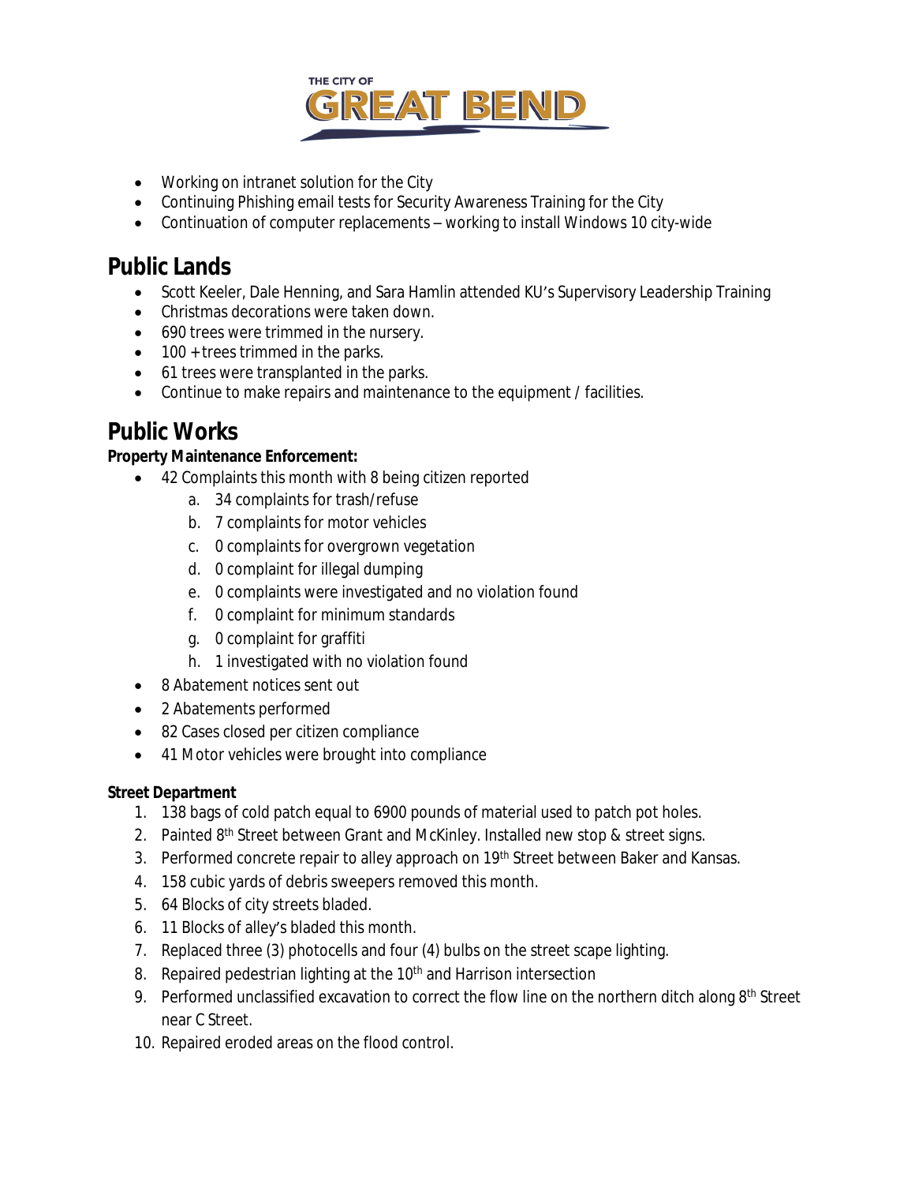- Working on intranet solution for the City
- Continuing Phishing email tests for Security Awareness Training for the City
- Continuation of computer replacements – working to install Windows 10 city-wide

## Public Lands

- Scott Keeler, Dale Henning, and Sara Hamlin attended KU's Supervisory Leadership Training
- Christmas decorations were taken down.
- 690 trees were trimmed in the nursery.
- 100 + trees trimmed in the parks.
- 61 trees were transplanted in the parks.
- Continue to make repairs and maintenance to the equipment / facilities.

## Public Works

**Property Maintenance Enforcement:**

- 42 Complaints this month with 8 being citizen reported
  a. 34 complaints for trash/refuse
  b. 7 complaints for motor vehicles
  c. 0 complaints for overgrown vegetation
  d. 0 complaint for illegal dumping
  e. 0 complaints were investigated and no violation found
  f. 0 complaint for minimum standards
  g. 0 complaint for graffiti
  h. 1 investigated with no violation found
- 8 Abatement notices sent out
- 2 Abatements performed
- 82 Cases closed per citizen compliance
- 41 Motor vehicles were brought into compliance

**Street Department**

1. 138 bags of cold patch equal to 6900 pounds of material used to patch pot holes.
2. Painted 8th Street between Grant and McKinley. Installed new stop & street signs.
3. Performed concrete repair to alley approach on 19th Street between Baker and Kansas.
4. 158 cubic yards of debris sweepers removed this month.
5. 64 Blocks of city streets bladed.
6. 11 Blocks of alley's bladed this month.
7. Replaced three (3) photocells and four (4) bulbs on the street scape lighting.
8. Repaired pedestrian lighting at the 10th and Harrison intersection
9. Performed unclassified excavation to correct the flow line on the northern ditch along 8th Street near C Street.
10. Repaired eroded areas on the flood control.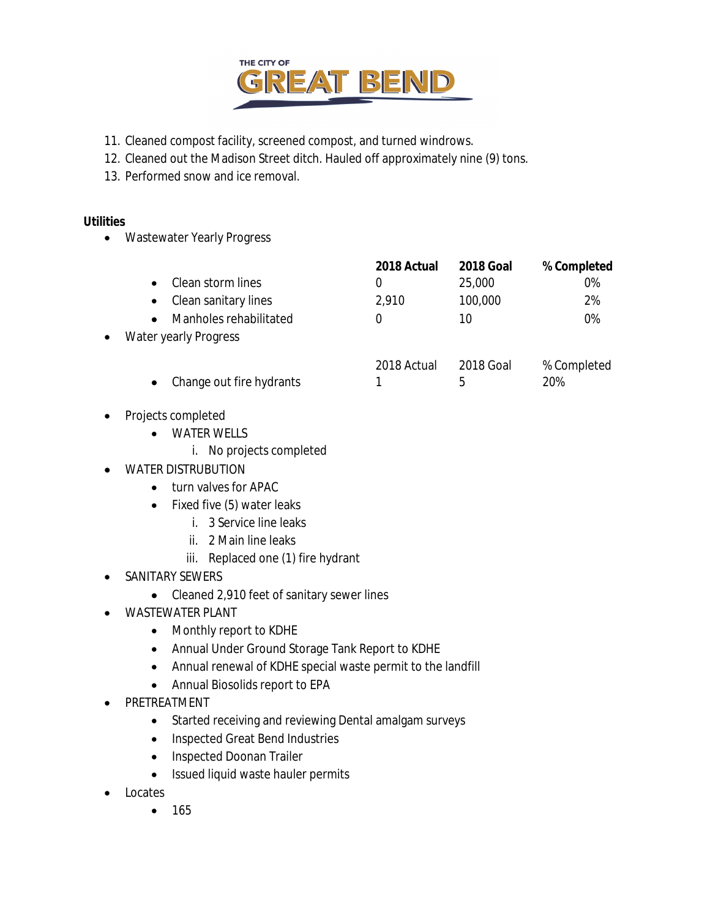11. Cleaned compost facility, screened compost, and turned windrows.
12. Cleaned out the Madison Street ditch. Hauled off approximately nine (9) tons.
13. Performed snow and ice removal.

**Utilities**

- Wastewater Yearly Progress

| | **2018 Actual** | **2018 Goal** | **% Completed** |
|---|---|---|---|
| • Clean storm lines | 0 | 25,000 | 0% |
| • Clean sanitary lines | 2,910 | 100,000 | 2% |
| • Manholes rehabilitated | 0 | 10 | 0% |

- Water yearly Progress

| | 2018 Actual | 2018 Goal | % Completed |
|---|---|---|---|
| • Change out fire hydrants | 1 | 5 | 20% |

- Projects completed
  - WATER WELLS
    i. No projects completed
- WATER DISTRUBUTION
  - turn valves for APAC
  - Fixed five (5) water leaks
    i. 3 Service line leaks
    ii. 2 Main line leaks
    iii. Replaced one (1) fire hydrant
- SANITARY SEWERS
  - Cleaned 2,910 feet of sanitary sewer lines
- WASTEWATER PLANT
  - Monthly report to KDHE
  - Annual Under Ground Storage Tank Report to KDHE
  - Annual renewal of KDHE special waste permit to the landfill
  - Annual Biosolids report to EPA
- PRETREATMENT
  - Started receiving and reviewing Dental amalgam surveys
  - Inspected Great Bend Industries
  - Inspected Doonan Trailer
  - Issued liquid waste hauler permits
- Locates
  - 165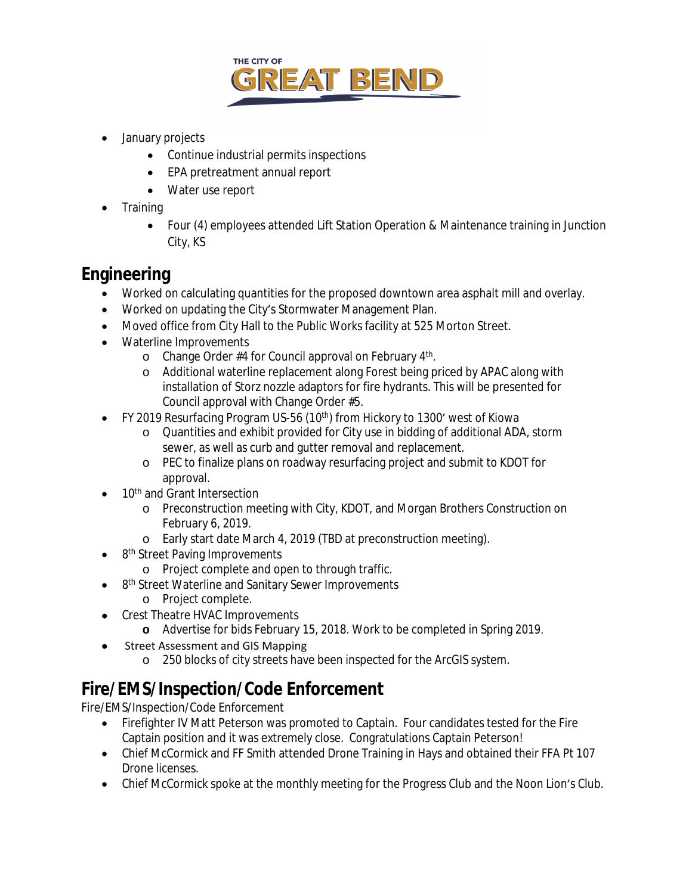- January projects
  - Continue industrial permits inspections
  - EPA pretreatment annual report
  - Water use report
- Training
  - Four (4) employees attended Lift Station Operation & Maintenance training in Junction City, KS

## Engineering

- Worked on calculating quantities for the proposed downtown area asphalt mill and overlay.
- Worked on updating the City's Stormwater Management Plan.
- Moved office from City Hall to the Public Works facility at 525 Morton Street.
- Waterline Improvements
  - Change Order #4 for Council approval on February 4th.
  - Additional waterline replacement along Forest being priced by APAC along with installation of Storz nozzle adaptors for fire hydrants. This will be presented for Council approval with Change Order #5.
- FY 2019 Resurfacing Program US-56 (10th) from Hickory to 1300' west of Kiowa
  - Quantities and exhibit provided for City use in bidding of additional ADA, storm sewer, as well as curb and gutter removal and replacement.
  - PEC to finalize plans on roadway resurfacing project and submit to KDOT for approval.
- 10th and Grant Intersection
  - Preconstruction meeting with City, KDOT, and Morgan Brothers Construction on February 6, 2019.
  - Early start date March 4, 2019 (TBD at preconstruction meeting).
- 8th Street Paving Improvements
  - Project complete and open to through traffic.
- 8th Street Waterline and Sanitary Sewer Improvements
  - Project complete.
- Crest Theatre HVAC Improvements
  - Advertise for bids February 15, 2018. Work to be completed in Spring 2019.
- Street Assessment and GIS Mapping
  - 250 blocks of city streets have been inspected for the ArcGIS system.

## Fire/EMS/Inspection/Code Enforcement

Fire/EMS/Inspection/Code Enforcement

- Firefighter IV Matt Peterson was promoted to Captain. Four candidates tested for the Fire Captain position and it was extremely close. Congratulations Captain Peterson!
- Chief McCormick and FF Smith attended Drone Training in Hays and obtained their FFA Pt 107 Drone licenses.
- Chief McCormick spoke at the monthly meeting for the Progress Club and the Noon Lion's Club.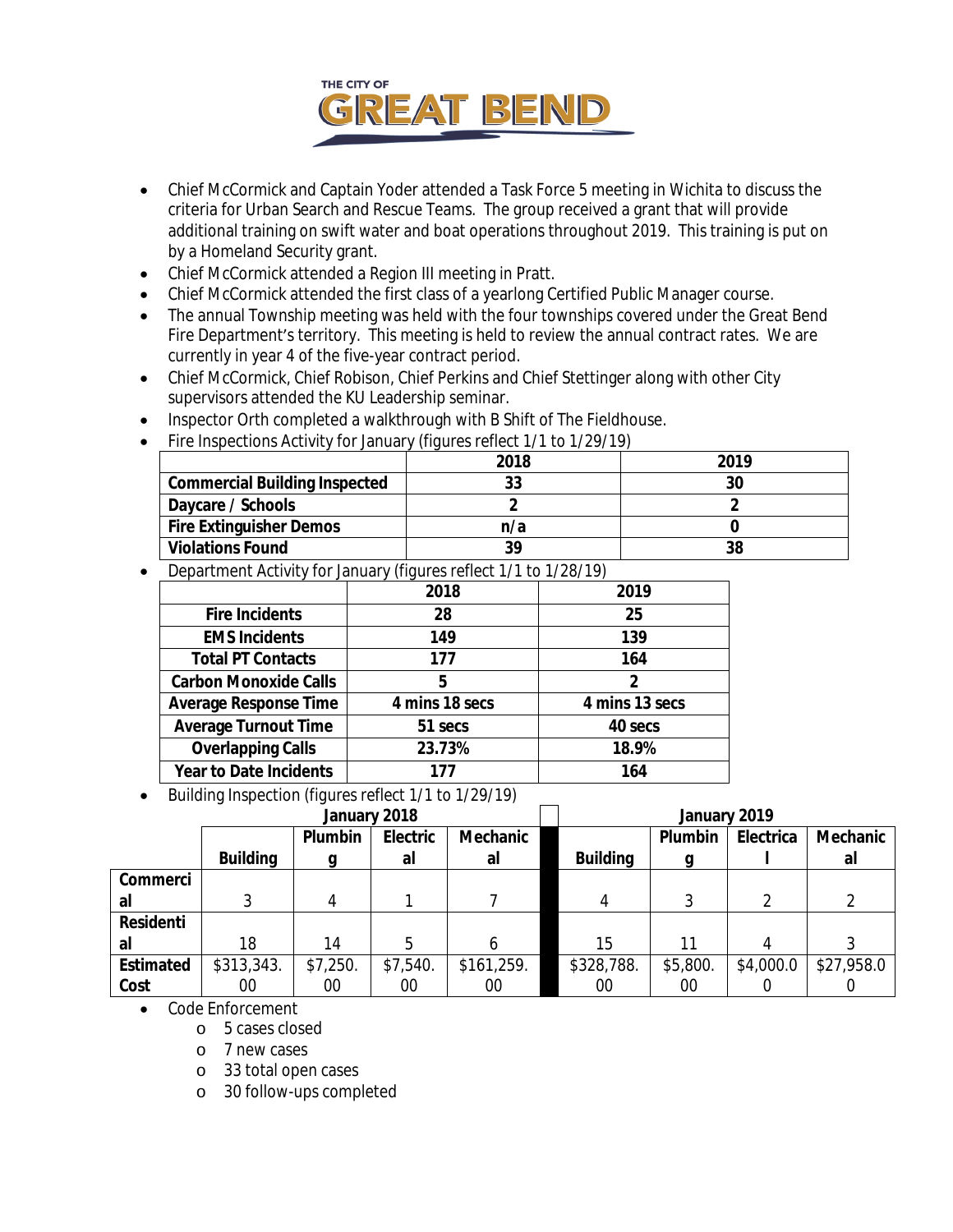- Chief McCormick and Captain Yoder attended a Task Force 5 meeting in Wichita to discuss the criteria for Urban Search and Rescue Teams. The group received a grant that will provide additional training on swift water and boat operations throughout 2019. This training is put on by a Homeland Security grant.
- Chief McCormick attended a Region III meeting in Pratt.
- Chief McCormick attended the first class of a yearlong Certified Public Manager course.
- The annual Township meeting was held with the four townships covered under the Great Bend Fire Department's territory. This meeting is held to review the annual contract rates. We are currently in year 4 of the five-year contract period.
- Chief McCormick, Chief Robison, Chief Perkins and Chief Stettinger along with other City supervisors attended the KU Leadership seminar.
- Inspector Orth completed a walkthrough with B Shift of The Fieldhouse.
- Fire Inspections Activity for January (figures reflect 1/1 to 1/29/19)

| | 2018 | 2019 |
|---|---|---|
| **Commercial Building Inspected** | 33 | 30 |
| **Daycare / Schools** | 2 | 2 |
| **Fire Extinguisher Demos** | n/a | 0 |
| **Violations Found** | 39 | 38 |

- Department Activity for January (figures reflect 1/1 to 1/28/19)

| | 2018 | 2019 |
|---|---|---|
| **Fire Incidents** | 28 | 25 |
| **EMS Incidents** | 149 | 139 |
| **Total PT Contacts** | 177 | 164 |
| **Carbon Monoxide Calls** | 5 | 2 |
| **Average Response Time** | 4 mins 18 secs | 4 mins 13 secs |
| **Average Turnout Time** | 51 secs | 40 secs |
| **Overlapping Calls** | 23.73% | 18.9% |
| **Year to Date Incidents** | 177 | 164 |

- Building Inspection (figures reflect 1/1 to 1/29/19)

| | January 2018 | | | | January 2019 | | | |
|---|---|---|---|---|---|---|---|---|
| | **Building** | **Plumbing** | **Electrical** | **Mechanical** | **Building** | **Plumbing** | **Electrical** | **Mechanical** |
| **Commercial** | 3 | 4 | 1 | 7 | 4 | 3 | 2 | 2 |
| **Residential** | 18 | 14 | 5 | 6 | 15 | 11 | 4 | 3 |
| **Estimated Cost** | $313,343.00 | $7,250.00 | $7,540.00 | $161,259.00 | $328,788.00 | $5,800.00 | $4,000.00 | $27,958.00 |

- Code Enforcement
  - 5 cases closed
  - 7 new cases
  - 33 total open cases
  - 30 follow-ups completed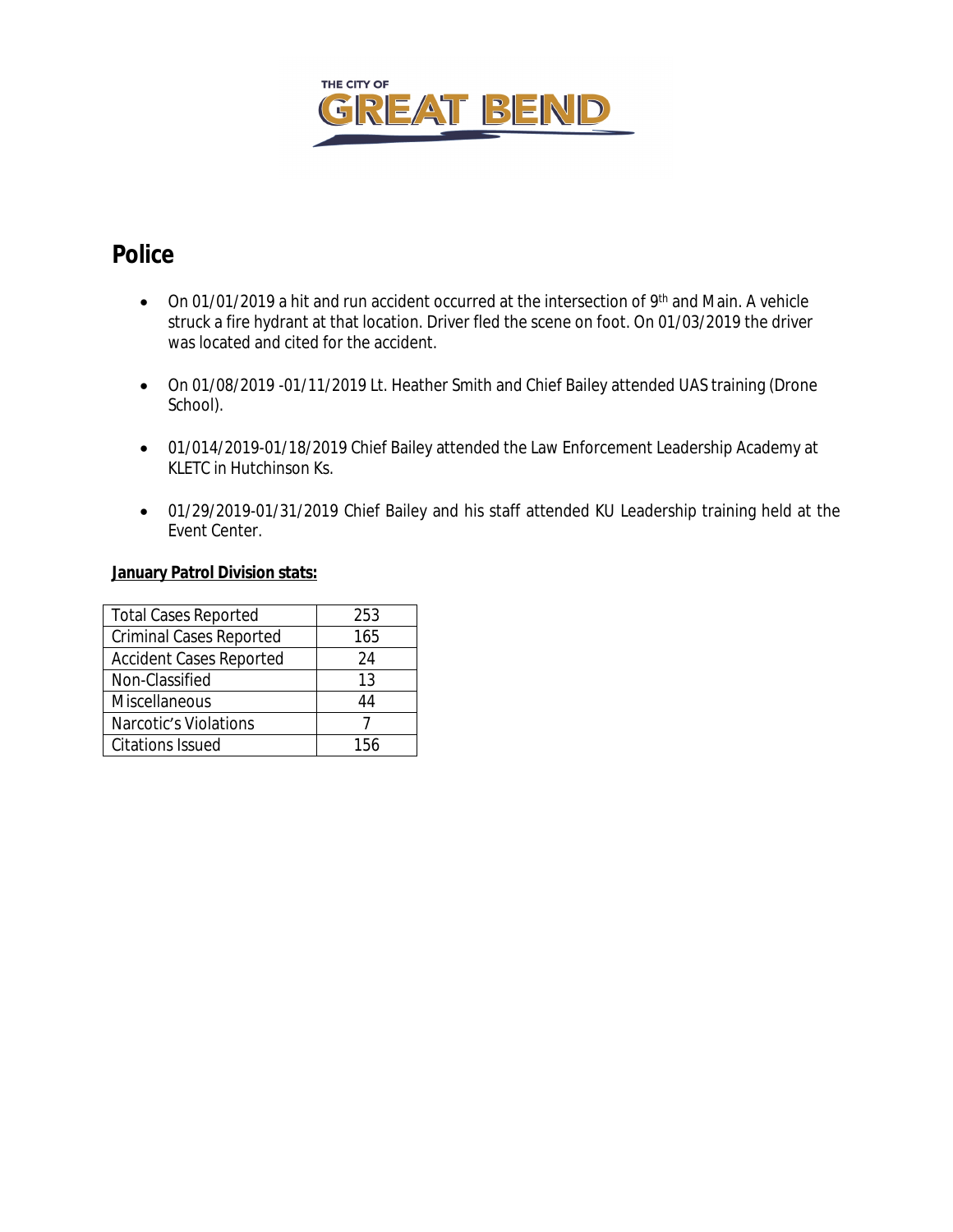THE CITY OF GREAT BEND

## Police

- On 01/01/2019 a hit and run accident occurred at the intersection of 9th and Main. A vehicle struck a fire hydrant at that location. Driver fled the scene on foot. On 01/03/2019 the driver was located and cited for the accident.

- On 01/08/2019 -01/11/2019 Lt. Heather Smith and Chief Bailey attended UAS training (Drone School).

- 01/014/2019-01/18/2019 Chief Bailey attended the Law Enforcement Leadership Academy at KLETC in Hutchinson Ks.

- 01/29/2019-01/31/2019 Chief Bailey and his staff attended KU Leadership training held at the Event Center.

**January Patrol Division stats:**

| | |
|---|---|
| Total Cases Reported | 253 |
| Criminal Cases Reported | 165 |
| Accident Cases Reported | 24 |
| Non-Classified | 13 |
| Miscellaneous | 44 |
| Narcotic's Violations | 7 |
| Citations Issued | 156 |